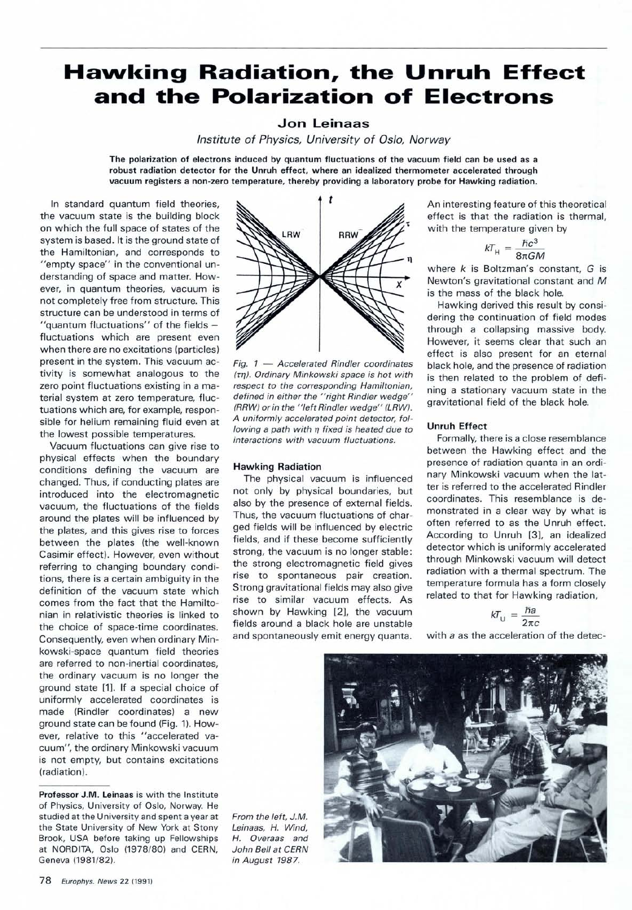# Hawking Radiation, the Unruh Effect and the Polarization of Electrons

**Jon Leinaas**

*Institute of Physics, University of Oslo, Norway*

**The polarization of electrons induced by quantum fluctuations of the vacuum field can be used as a robust radiation detector for the Unruh effect, where an idealized thermometer accelerated through vacuum registers a non-zero temperature, thereby providing a laboratory probe for Hawking radiation.**

In standard quantum field theories, the vacuum state is the building block on which the full space of states of the system is based. It is the ground state of the Hamiltonian, and corresponds to "empty space" in the conventional understanding of space and matter. However, in quantum theories, vacuum is not completely free from structure. This structure can be understood in terms of "quantum fluctuations" of the fields — fluctuations which are present even when there are no excitations (particles) present in the system. This vacuum activity is somewhat analogous to the zero point fluctuations existing in a material system at zero temperature, fluctuations which are, for example, responsible for helium remaining fluid even at the lowest possible temperatures.

Vacuum fluctuations can give rise to physical effects when the boundary conditions defining the vacuum are changed. Thus, if conducting plates are introduced into the electromagnetic vacuum, the fluctuations of the fields around the plates will be influenced by the plates, and this gives rise to forces between the plates (the well-known Casimir effect). However, even without referring to changing boundary conditions, there is a certain ambiguity in the definition of the vacuum state which comes from the fact that the Hamiltonian in relativistic theories is linked to the choice of space-time coordinates. Consequently, even when ordinary Minkowski-space quantum field theories are referred to non-inertial coordinates, the ordinary vacuum is no longer the ground state [1]. If a special choice of uniformly accelerated coordinates is made (Rindler coordinates) a new ground state can be found (Fig. 1). However, relative to this "accelerated vacuum", the ordinary Minkowski vacuum is not empty, but contains excitations (radiation).

*Fig. 1 — Accelerated Rindler coordinates ($\tau\eta$). Ordinary Minkowski space is hot with respect to the corresponding Hamiltonian, defined in either the "right Rindler wedge" (RRW) or in the "left Rindler wedge" (LRW). A uniformly accelerated point detector, following a path with $\eta$ fixed is heated due to interactions with vacuum fluctuations.*

### Hawking Radiation

The physical vacuum is influenced not only by physical boundaries, but also by the presence of external fields. Thus, the vacuum fluctuations of charged fields will be influenced by electric fields, and if these become sufficiently strong, the vacuum is no longer stable: the strong electromagnetic field gives rise to spontaneous pair creation. Strong gravitational fields may also give rise to similar vacuum effects. As shown by Hawking [2], the vacuum fields around a black hole are unstable and spontaneously emit energy quanta. An interesting feature of this theoretical effect is that the radiation is thermal, with the temperature given by

$$kT_H = \frac{\hbar c^3}{8\pi GM}$$

where $k$ is Boltzman's constant, $G$ is Newton's gravitational constant and $M$ is the mass of the black hole.

Hawking derived this result by considering the continuation of field modes through a collapsing massive body. However, it seems clear that such an effect is also present for an eternal black hole, and the presence of radiation is then related to the problem of defining a stationary vacuum state in the gravitational field of the black hole.

### Unruh Effect

Formally, there is a close resemblance between the Hawking effect and the presence of radiation quanta in an ordinary Minkowski vacuum when the latter is referred to the accelerated Rindler coordinates. This resemblance is demonstrated in a clear way by what is often referred to as the Unruh effect. According to Unruh [3], an idealized detector which is uniformly accelerated through Minkowski vacuum will detect radiation with a thermal spectrum. The temperature formula has a form closely related to that for Hawking radiation,

$$kT_U = \frac{\hbar a}{2\pi c}$$

with $a$ as the acceleration of the detec-

*From the left, J.M. Leinaas, H. Wind, H. Overaas and John Bell at CERN in August 1987.*

**Professor J.M. Leinaas** is with the Institute of Physics, University of Oslo, Norway. He studied at the University and spent a year at the State University of New York at Stony Brook, USA before taking up Fellowships at NORDITA, Oslo (1978/80) and CERN, Geneva (1981/82).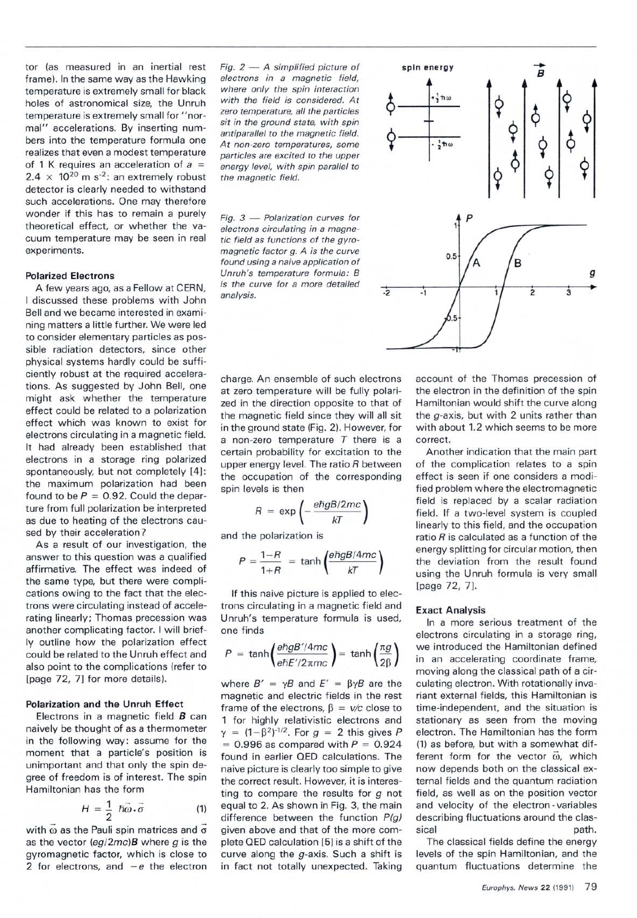tor (as measured in an inertial rest frame). In the same way as the Hawking temperature is extremely small for black holes of astronomical size, the Unruh temperature is extremely small for "normal" accelerations. By inserting numbers into the temperature formula one realizes that even a modest temperature of 1 K requires an acceleration of $a = 2.4 \times 10^{20}$ m s$^{-2}$: an extremely robust detector is clearly needed to withstand such accelerations. One may therefore wonder if this has to remain a purely theoretical effect, or whether the vacuum temperature may be seen in real experiments.

### Polarized Electrons

A few years ago, as a Fellow at CERN, I discussed these problems with John Bell and we became interested in examining matters a little further. We were led to consider elementary particles as possible radiation detectors, since other physical systems hardly could be sufficiently robust at the required accelerations. As suggested by John Bell, one might ask whether the temperature effect could be related to a polarization effect which was known to exist for electrons circulating in a magnetic field. It had already been established that electrons in a storage ring polarized spontaneously, but not completely [4]: the maximum polarization had been found to be $P = 0.92$. Could the departure from full polarization be interpreted as due to heating of the electrons caused by their acceleration?

As a result of our investigation, the answer to this question was a qualified affirmative. The effect was indeed of the same type, but there were complications owing to the fact that the electrons were circulating instead of accelerating linearly; Thomas precession was another complicating factor. I will briefly outline how the polarization effect could be related to the Unruh effect and also point to the complications (refer to [page 72, 7] for more details).

### Polarization and the Unruh Effect

Electrons in a magnetic field $\mathbf{B}$ can naively be thought of as a thermometer in the following way: assume for the moment that a particle's position is unimportant and that only the spin degree of freedom is of interest. The spin Hamiltonian has the form

$$H = \frac{1}{2}\ \hbar\vec{\omega}\cdot\vec{\sigma} \qquad (1)$$

with $\vec{\omega}$ as the Pauli spin matrices and $\vec{\sigma}$ as the vector $(eg/2mc)\mathbf{B}$ where $g$ is the gyromagnetic factor, which is close to 2 for electrons, and $-e$ the electron charge. An ensemble of such electrons at zero temperature will be fully polarized in the direction opposite to that of the magnetic field since they will all sit in the ground state (Fig. 2). However, for a non-zero temperature $T$ there is a certain probability for excitation to the upper energy level. The ratio $R$ between the occupation of the corresponding spin levels is then

$$R = \exp\left(-\frac{e\hbar gB/2mc}{kT}\right)$$

and the polarization is

$$P = \frac{1-R}{1+R} = \tanh\left(\frac{e\hbar gB/4mc}{kT}\right)$$

If this naive picture is applied to electrons circulating in a magnetic field and Unruh's temperature formula is used, one finds

$$P = \tanh\left(\frac{e\hbar gB'/4mc}{e\hbar E'/2\pi mc}\right) = \tanh\left(\frac{\pi g}{2\beta}\right)$$

where $B' = \gamma B$ and $E' = \beta\gamma B$ are the magnetic and electric fields in the rest frame of the electrons, $\beta = v/c$ close to 1 for highly relativistic electrons and $\gamma = (1-\beta^2)^{-1/2}$. For $g = 2$ this gives $P = 0.996$ as compared with $P = 0.924$ found in earlier QED calculations. The naive picture is clearly too simple to give the correct result. However, it is interesting to compare the results for $g$ not equal to 2. As shown in Fig. 3, the main difference between the function $P(g)$ given above and that of the more complete QED calculation [5] is a shift of the curve along the $g$-axis. Such a shift is in fact not totally unexpected. Taking account of the Thomas precession of the electron in the definition of the spin Hamiltonian would shift the curve along the $g$-axis, but with 2 units rather than with about 1.2 which seems to be more correct.

Another indication that the main part of the complication relates to a spin effect is seen if one considers a modified problem where the electromagnetic field is replaced by a scalar radiation field. If a two-level system is coupled linearly to this field, and the occupation ratio $R$ is calculated as a function of the energy splitting for circular motion, then the deviation from the result found using the Unruh formula is very small [page 72, 7].

*Fig. 2 — A simplified picture of electrons in a magnetic field, where only the spin interaction with the field is considered. At zero temperature, all the particles sit in the ground state, with spin antiparallel to the magnetic field. At non-zero temperatures, some particles are excited to the upper energy level, with spin parallel to the magnetic field.*

*Fig. 3 — Polarization curves for electrons circulating in a magnetic field as functions of the gyromagnetic factor g. A is the curve found using a naive application of Unruh's temperature formula: B is the curve for a more detailed analysis.*

### Exact Analysis

In a more serious treatment of the electrons circulating in a storage ring, we introduced the Hamiltonian defined in an accelerating coordinate frame, moving along the classical path of a circulating electron. With rotationally invariant external fields, this Hamiltonian is time-independent, and the situation is stationary as seen from the moving electron. The Hamiltonian has the form (1) as before, but with a somewhat different form for the vector $\vec{\omega}$, which now depends both on the classical external fields and the quantum radiation field, as well as on the position vector and velocity of the electron - variables describing fluctuations around the classical path.

The classical fields define the energy levels of the spin Hamiltonian, and the quantum fluctuations determine the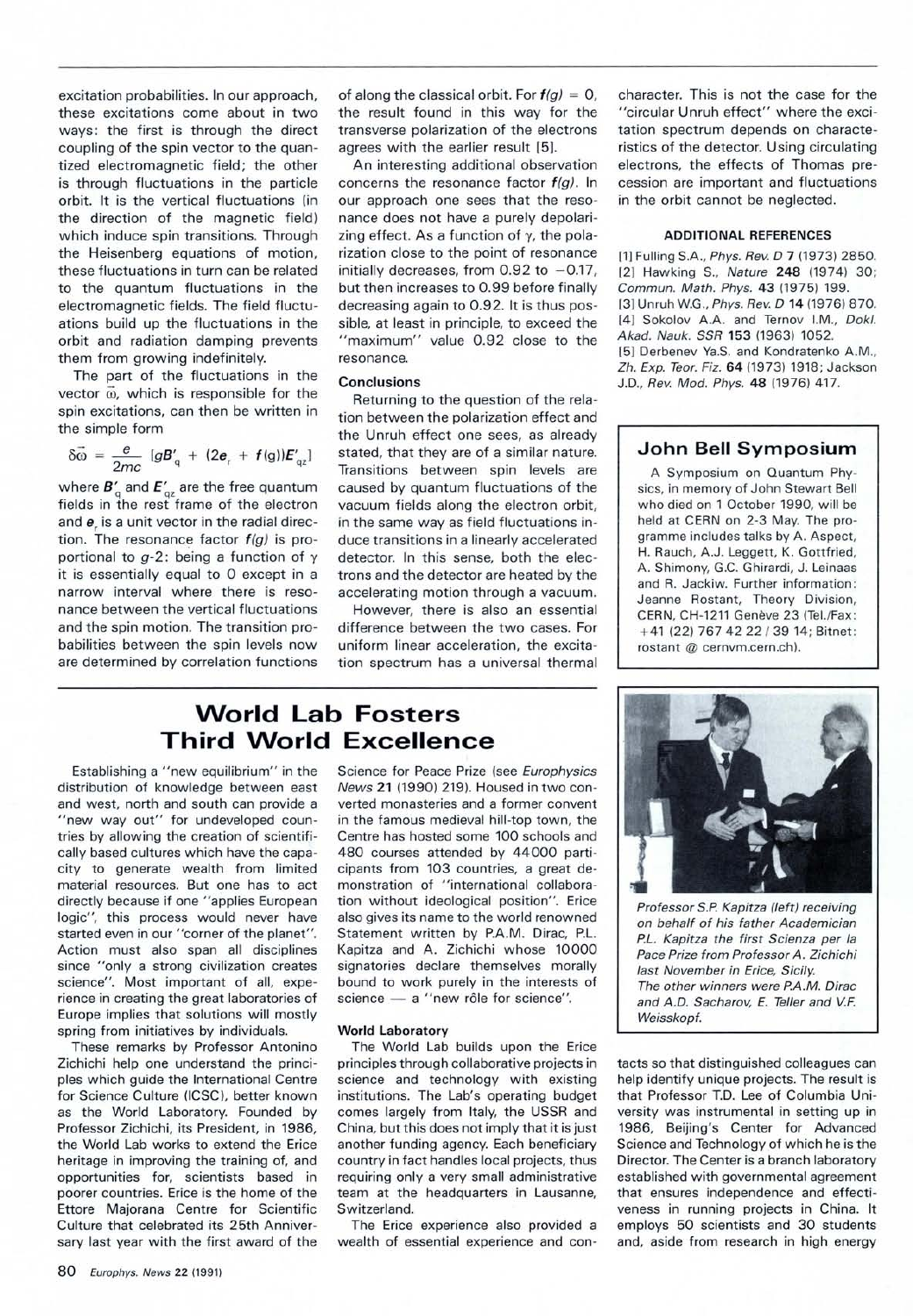excitation probabilities. In our approach, these excitations come about in two ways: the first is through the direct coupling of the spin vector to the quantized electromagnetic field; the other is through fluctuations in the particle orbit. It is the vertical fluctuations (in the direction of the magnetic field) which induce spin transitions. Through the Heisenberg equations of motion, these fluctuations in turn can be related to the quantum fluctuations in the electromagnetic fields. The field fluctuations build up the fluctuations in the orbit and radiation damping prevents them from growing indefinitely.

The part of the fluctuations in the vector $\vec{\omega}$, which is responsible for the spin excitations, can then be written in the simple form

$$\delta\vec{\omega} = \frac{e}{2mc}\left[g\boldsymbol{B}'_q + (2\boldsymbol{e}_r + f(g))\boldsymbol{E}'_{qz}\right]$$

where $\boldsymbol{B}'_q$ and $\boldsymbol{E}'_{qz}$ are the free quantum fields in the rest frame of the electron and $\boldsymbol{e}_r$ is a unit vector in the radial direction. The resonance factor $f(g)$ is proportional to $g$-2: being a function of $\gamma$ it is essentially equal to 0 except in a narrow interval where there is resonance between the vertical fluctuations and the spin motion. The transition probabilities between the spin levels now are determined by correlation functions of along the classical orbit. For $f(g) = 0$, the result found in this way for the transverse polarization of the electrons agrees with the earlier result [5].

An interesting additional observation concerns the resonance factor $f(g)$. In our approach one sees that the resonance does not have a purely depolarizing effect. As a function of $\gamma$, the polarization close to the point of resonance initially decreases, from 0.92 to $-0.17$, but then increases to 0.99 before finally decreasing again to 0.92. It is thus possible, at least in principle, to exceed the "maximum" value 0.92 close to the resonance.

### Conclusions

Returning to the question of the relation between the polarization effect and the Unruh effect one sees, as already stated, that they are of a similar nature. Transitions between spin levels are caused by quantum fluctuations of the vacuum fields along the electron orbit, in the same way as field fluctuations induce transitions in a linearly accelerated detector. In this sense, both the electrons and the detector are heated by the accelerating motion through a vacuum.

However, there is also an essential difference between the two cases. For uniform linear acceleration, the excitation spectrum has a universal thermal character. This is not the case for the "circular Unruh effect" where the excitation spectrum depends on characteristics of the detector. Using circulating electrons, the effects of Thomas precession are important and fluctuations in the orbit cannot be neglected.

#### ADDITIONAL REFERENCES

[1] Fulling S.A., *Phys. Rev. D* **7** (1973) 2850.
[2] Hawking S., *Nature* **248** (1974) 30; *Commun. Math. Phys.* **43** (1975) 199.
[3] Unruh W.G., *Phys. Rev. D* **14** (1976) 870.
[4] Sokolov A.A. and Ternov I.M., *Dokl. Akad. Nauk. SSR* **153** (1963) 1052.
[5] Derbenev Ya.S. and Kondratenko A.M., *Zh. Exp. Teor. Fiz.* **64** (1973) 1918; Jackson J.D., *Rev. Mod. Phys.* **48** (1976) 417.

### John Bell Symposium

A Symposium on Quantum Physics, in memory of John Stewart Bell who died on 1 October 1990, will be held at CERN on 2-3 May. The programme includes talks by A. Aspect, H. Rauch, A.J. Leggett, K. Gottfried, A. Shimony, G.C. Ghirardi, J. Leinaas and R. Jackiw. Further information: Jeanne Rostant, Theory Division, CERN, CH-1211 Genève 23 (Tel./Fax: +41 (22) 767 42 22 / 39 14; Bitnet: rostant @ cernvm.cern.ch).

## World Lab Fosters Third World Excellence

Establishing a "new equilibrium" in the distribution of knowledge between east and west, north and south can provide a "new way out" for undeveloped countries by allowing the creation of scientifically based cultures which have the capacity to generate wealth from limited material resources. But one has to act directly because if one "applies European logic", this process would never have started even in our "corner of the planet". Action must also span all disciplines since "only a strong civilization creates science". Most important of all, experience in creating the great laboratories of Europe implies that solutions will mostly spring from initiatives by individuals.

These remarks by Professor Antonino Zichichi help one understand the principles which guide the International Centre for Science Culture (ICSC), better known as the World Laboratory. Founded by Professor Zichichi, its President, in 1986, the World Lab works to extend the Erice heritage in improving the training of, and opportunities for, scientists based in poorer countries. Erice is the home of the Ettore Majorana Centre for Scientific Culture that celebrated its 25th Anniversary last year with the first award of the Science for Peace Prize (see *Europhysics News* **21** (1990) 219). Housed in two converted monasteries and a former convent in the famous medieval hill-top town, the Centre has hosted some 100 schools and 480 courses attended by 44000 participants from 103 countries, a great demonstration of "international collaboration without ideological position". Erice also gives its name to the world renowned Statement written by P.A.M. Dirac, P.L. Kapitza and A. Zichichi whose 10000 signatories declare themselves morally bound to work purely in the interests of science — a "new rôle for science".

### World Laboratory

The World Lab builds upon the Erice principles through collaborative projects in science and technology with existing institutions. The Lab's operating budget comes largely from Italy, the USSR and China, but this does not imply that it is just another funding agency. Each beneficiary country in fact handles local projects, thus requiring only a very small administrative team at the headquarters in Lausanne, Switzerland.

The Erice experience also provided a wealth of essential experience and contacts so that distinguished colleagues can help identify unique projects. The result is that Professor T.D. Lee of Columbia University was instrumental in setting up in 1986, Beijing's Center for Advanced Science and Technology of which he is the Director. The Center is a branch laboratory established with governmental agreement that ensures independence and effectiveness in running projects in China. It employs 50 scientists and 30 students and, aside from research in high energy

*Professor S.P. Kapitza (left) receiving on behalf of his father Academician P.L. Kapitza the first Scienza per la Pace Prize from Professor A. Zichichi last November in Erice, Sicily. The other winners were P.A.M. Dirac and A.D. Sacharov, E. Teller and V.F. Weisskopf.*